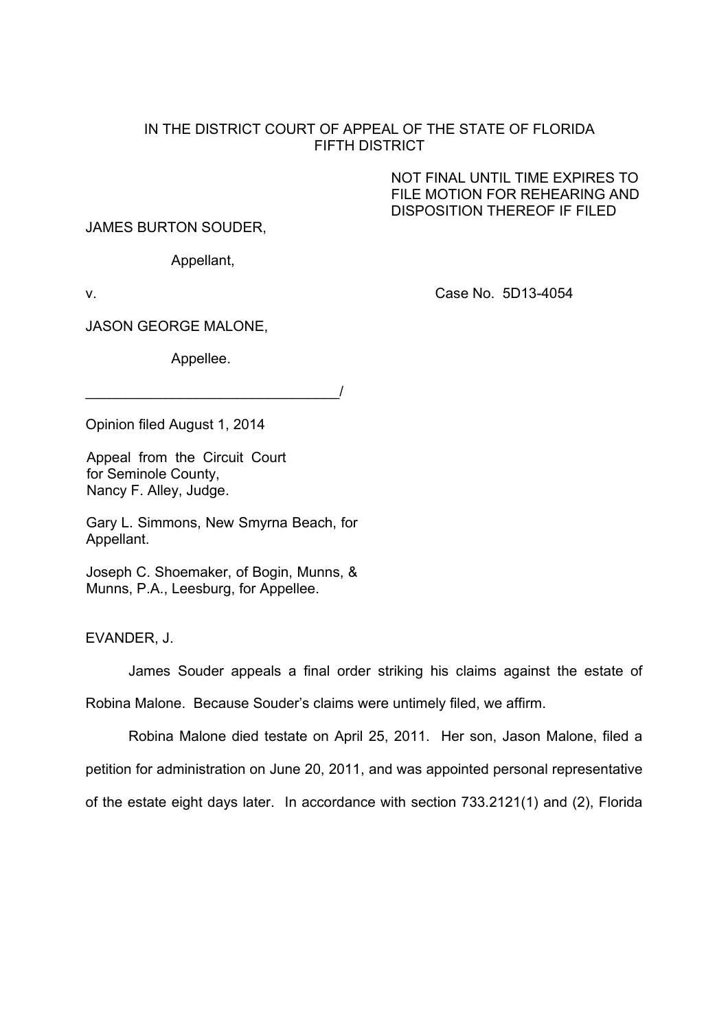IN THE DISTRICT COURT OF APPEAL OF THE STATE OF FLORIDA
FIFTH DISTRICT

NOT FINAL UNTIL TIME EXPIRES TO FILE MOTION FOR REHEARING AND DISPOSITION THEREOF IF FILED

JAMES BURTON SOUDER,

Appellant,

v. Case No. 5D13-4054

JASON GEORGE MALONE,

Appellee.

________________________________/

Opinion filed August 1, 2014

Appeal from the Circuit Court for Seminole County,
Nancy F. Alley, Judge.

Gary L. Simmons, New Smyrna Beach, for Appellant.

Joseph C. Shoemaker, of Bogin, Munns, & Munns, P.A., Leesburg, for Appellee.

EVANDER, J.

James Souder appeals a final order striking his claims against the estate of Robina Malone. Because Souder's claims were untimely filed, we affirm.

Robina Malone died testate on April 25, 2011. Her son, Jason Malone, filed a petition for administration on June 20, 2011, and was appointed personal representative of the estate eight days later. In accordance with section 733.2121(1) and (2), Florida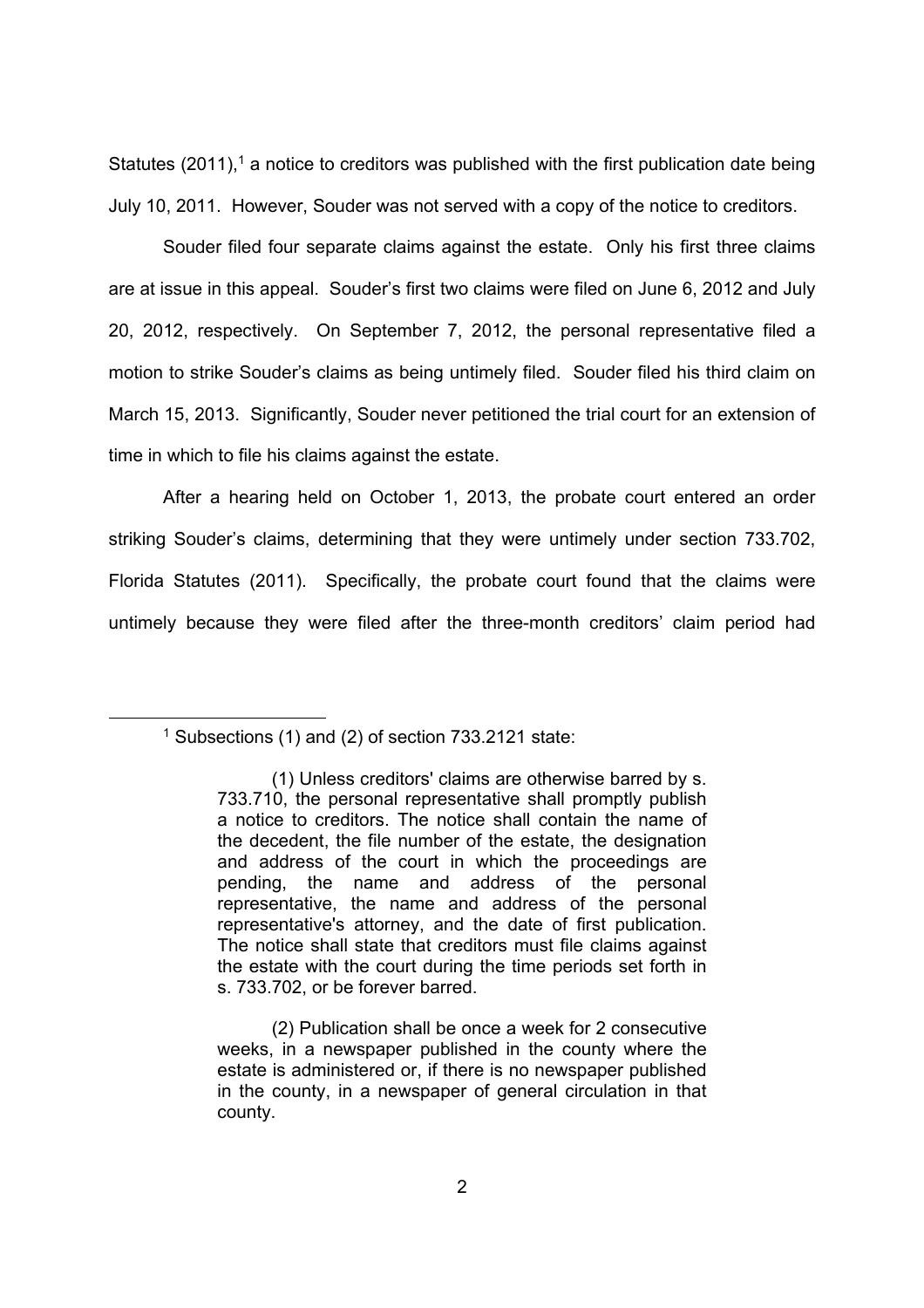Statutes (2011),[1] a notice to creditors was published with the first publication date being July 10, 2011. However, Souder was not served with a copy of the notice to creditors.

Souder filed four separate claims against the estate. Only his first three claims are at issue in this appeal. Souder's first two claims were filed on June 6, 2012 and July 20, 2012, respectively. On September 7, 2012, the personal representative filed a motion to strike Souder's claims as being untimely filed. Souder filed his third claim on March 15, 2013. Significantly, Souder never petitioned the trial court for an extension of time in which to file his claims against the estate.

After a hearing held on October 1, 2013, the probate court entered an order striking Souder's claims, determining that they were untimely under section 733.702, Florida Statutes (2011). Specifically, the probate court found that the claims were untimely because they were filed after the three-month creditors' claim period had

---

[1] Subsections (1) and (2) of section 733.2121 state:

> (1) Unless creditors' claims are otherwise barred by s. 733.710, the personal representative shall promptly publish a notice to creditors. The notice shall contain the name of the decedent, the file number of the estate, the designation and address of the court in which the proceedings are pending, the name and address of the personal representative, the name and address of the personal representative's attorney, and the date of first publication. The notice shall state that creditors must file claims against the estate with the court during the time periods set forth in s. 733.702, or be forever barred.
>
> (2) Publication shall be once a week for 2 consecutive weeks, in a newspaper published in the county where the estate is administered or, if there is no newspaper published in the county, in a newspaper of general circulation in that county.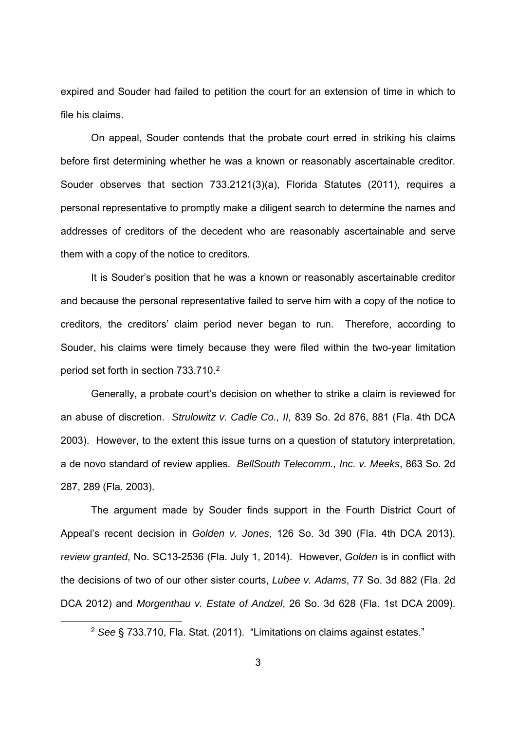expired and Souder had failed to petition the court for an extension of time in which to file his claims.

On appeal, Souder contends that the probate court erred in striking his claims before first determining whether he was a known or reasonably ascertainable creditor. Souder observes that section 733.2121(3)(a), Florida Statutes (2011), requires a personal representative to promptly make a diligent search to determine the names and addresses of creditors of the decedent who are reasonably ascertainable and serve them with a copy of the notice to creditors.

It is Souder's position that he was a known or reasonably ascertainable creditor and because the personal representative failed to serve him with a copy of the notice to creditors, the creditors' claim period never began to run. Therefore, according to Souder, his claims were timely because they were filed within the two-year limitation period set forth in section 733.710.[2]

Generally, a probate court's decision on whether to strike a claim is reviewed for an abuse of discretion. *Strulowitz v. Cadle Co., II,* 839 So. 2d 876, 881 (Fla. 4th DCA 2003). However, to the extent this issue turns on a question of statutory interpretation, a de novo standard of review applies. *BellSouth Telecomm., Inc. v. Meeks*, 863 So. 2d 287, 289 (Fla. 2003).

The argument made by Souder finds support in the Fourth District Court of Appeal's recent decision in *Golden v. Jones*, 126 So. 3d 390 (Fla. 4th DCA 2013), *review granted*, No. SC13-2536 (Fla. July 1, 2014). However, *Golden* is in conflict with the decisions of two of our other sister courts, *Lubee v. Adams*, 77 So. 3d 882 (Fla. 2d DCA 2012) and *Morgenthau v. Estate of Andzel*, 26 So. 3d 628 (Fla. 1st DCA 2009).

[2] *See* § 733.710, Fla. Stat. (2011). "Limitations on claims against estates."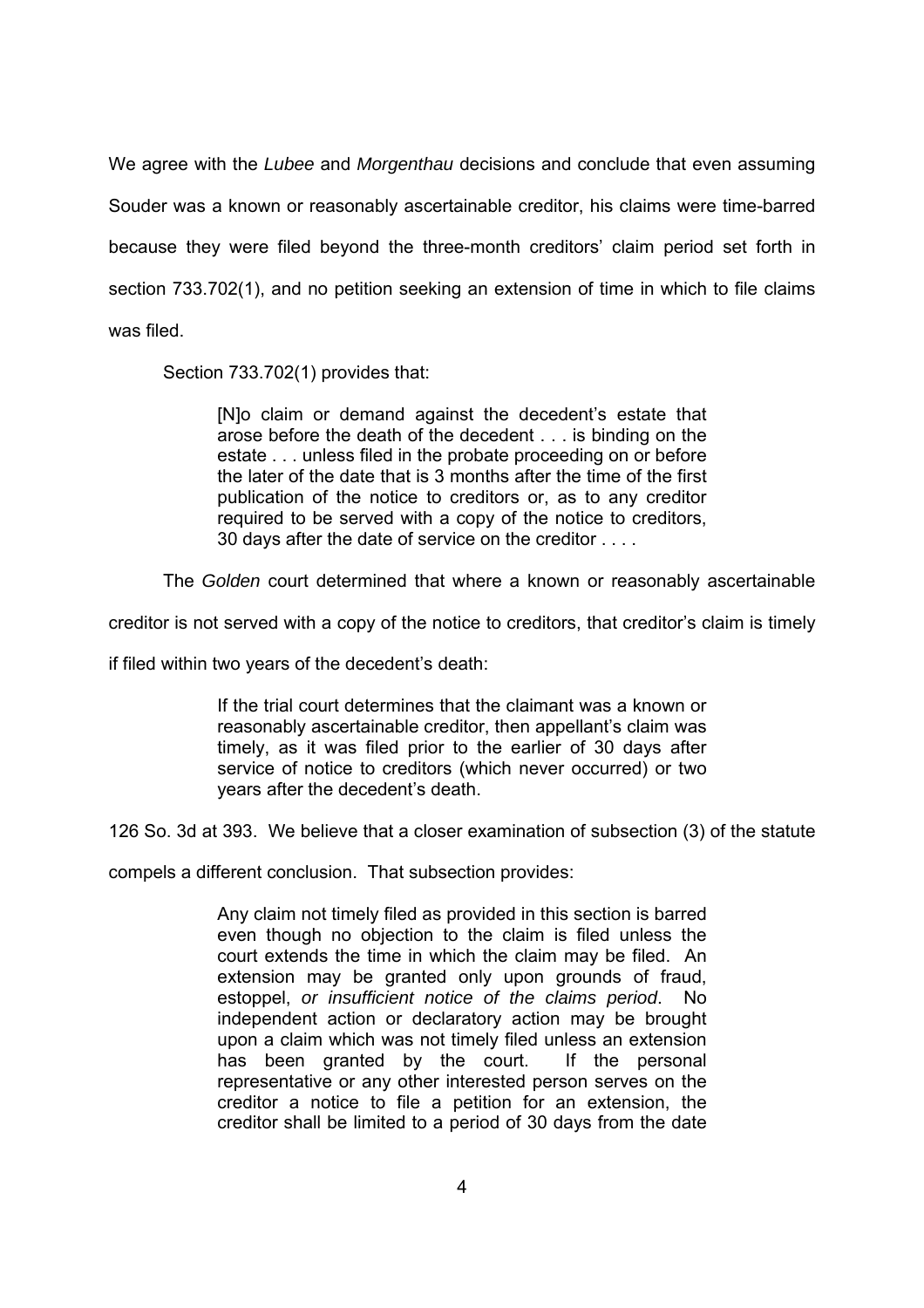We agree with the *Lubee* and *Morgenthau* decisions and conclude that even assuming Souder was a known or reasonably ascertainable creditor, his claims were time-barred because they were filed beyond the three-month creditors' claim period set forth in section 733.702(1), and no petition seeking an extension of time in which to file claims was filed.

Section 733.702(1) provides that:

> [N]o claim or demand against the decedent's estate that arose before the death of the decedent . . . is binding on the estate . . . unless filed in the probate proceeding on or before the later of the date that is 3 months after the time of the first publication of the notice to creditors or, as to any creditor required to be served with a copy of the notice to creditors, 30 days after the date of service on the creditor . . . .

The *Golden* court determined that where a known or reasonably ascertainable creditor is not served with a copy of the notice to creditors, that creditor's claim is timely if filed within two years of the decedent's death:

> If the trial court determines that the claimant was a known or reasonably ascertainable creditor, then appellant's claim was timely, as it was filed prior to the earlier of 30 days after service of notice to creditors (which never occurred) or two years after the decedent's death.

126 So. 3d at 393. We believe that a closer examination of subsection (3) of the statute compels a different conclusion. That subsection provides:

> Any claim not timely filed as provided in this section is barred even though no objection to the claim is filed unless the court extends the time in which the claim may be filed. An extension may be granted only upon grounds of fraud, estoppel, *or insufficient notice of the claims period*. No independent action or declaratory action may be brought upon a claim which was not timely filed unless an extension has been granted by the court. If the personal representative or any other interested person serves on the creditor a notice to file a petition for an extension, the creditor shall be limited to a period of 30 days from the date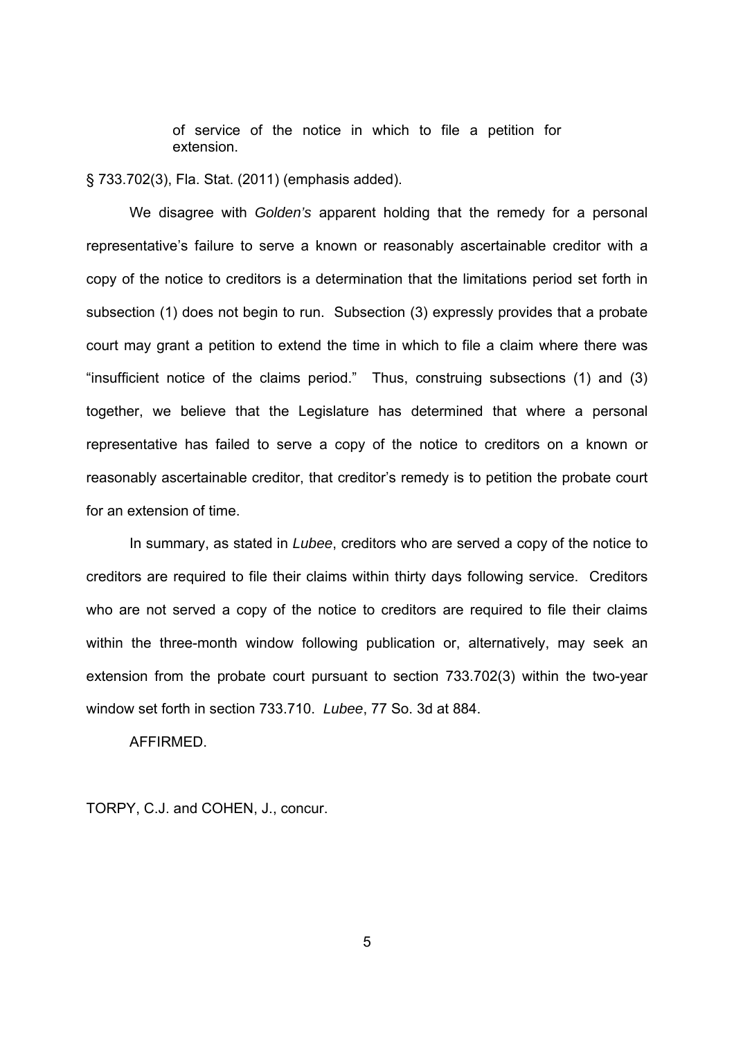> of service of the notice in which to file a petition for extension.

§ 733.702(3), Fla. Stat. (2011) (emphasis added).

We disagree with *Golden's* apparent holding that the remedy for a personal representative's failure to serve a known or reasonably ascertainable creditor with a copy of the notice to creditors is a determination that the limitations period set forth in subsection (1) does not begin to run. Subsection (3) expressly provides that a probate court may grant a petition to extend the time in which to file a claim where there was "insufficient notice of the claims period." Thus, construing subsections (1) and (3) together, we believe that the Legislature has determined that where a personal representative has failed to serve a copy of the notice to creditors on a known or reasonably ascertainable creditor, that creditor's remedy is to petition the probate court for an extension of time.

In summary, as stated in *Lubee*, creditors who are served a copy of the notice to creditors are required to file their claims within thirty days following service. Creditors who are not served a copy of the notice to creditors are required to file their claims within the three-month window following publication or, alternatively, may seek an extension from the probate court pursuant to section 733.702(3) within the two-year window set forth in section 733.710. *Lubee*, 77 So. 3d at 884.

AFFIRMED.

TORPY, C.J. and COHEN, J., concur.